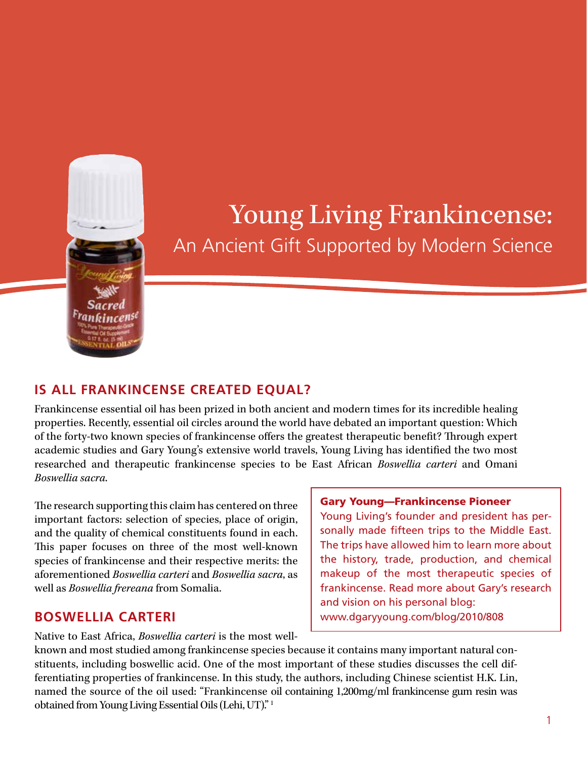# Young Living Frankincense:

## An Ancient Gift Supported by Modern Science

### IS ALL FRANKINCENSE CREATED EQUAL?

Frankincense essential oil has been prized in both ancient and modern times for its incredible healing properties. Recently, essential oil circles around the world have debated an important question: Which of the forty-two known species of frankincense offers the greatest therapeutic benefit? Through expert academic studies and Gary Young's extensive world travels, Young Living has identified the two most researched and therapeutic frankincense species to be East African *Boswellia carteri* and Omani *Boswellia sacra*.

The research supporting this claim has centered on three important factors: selection of species, place of origin, and the quality of chemical constituents found in each. This paper focuses on three of the most well-known species of frankincense and their respective merits: the aforementioned *Boswellia carteri* and *Boswellia sacra*, as well as *Boswellia frereana* from Somalia.

> **Gary Young—Frankincense Pioneer**
>
> Young Living's founder and president has personally made fifteen trips to the Middle East. The trips have allowed him to learn more about the history, trade, production, and chemical makeup of the most therapeutic species of frankincense. Read more about Gary's research and vision on his personal blog: www.dgaryyoung.com/blog/2010/808

### BOSWELLIA CARTERI

Native to East Africa, *Boswellia carteri* is the most well-known and most studied among frankincense species because it contains many important natural constituents, including boswellic acid. One of the most important of these studies discusses the cell differentiating properties of frankincense. In this study, the authors, including Chinese scientist H.K. Lin, named the source of the oil used: "Frankincense oil containing 1,200mg/ml frankincense gum resin was obtained from Young Living Essential Oils (Lehi, UT)." [1]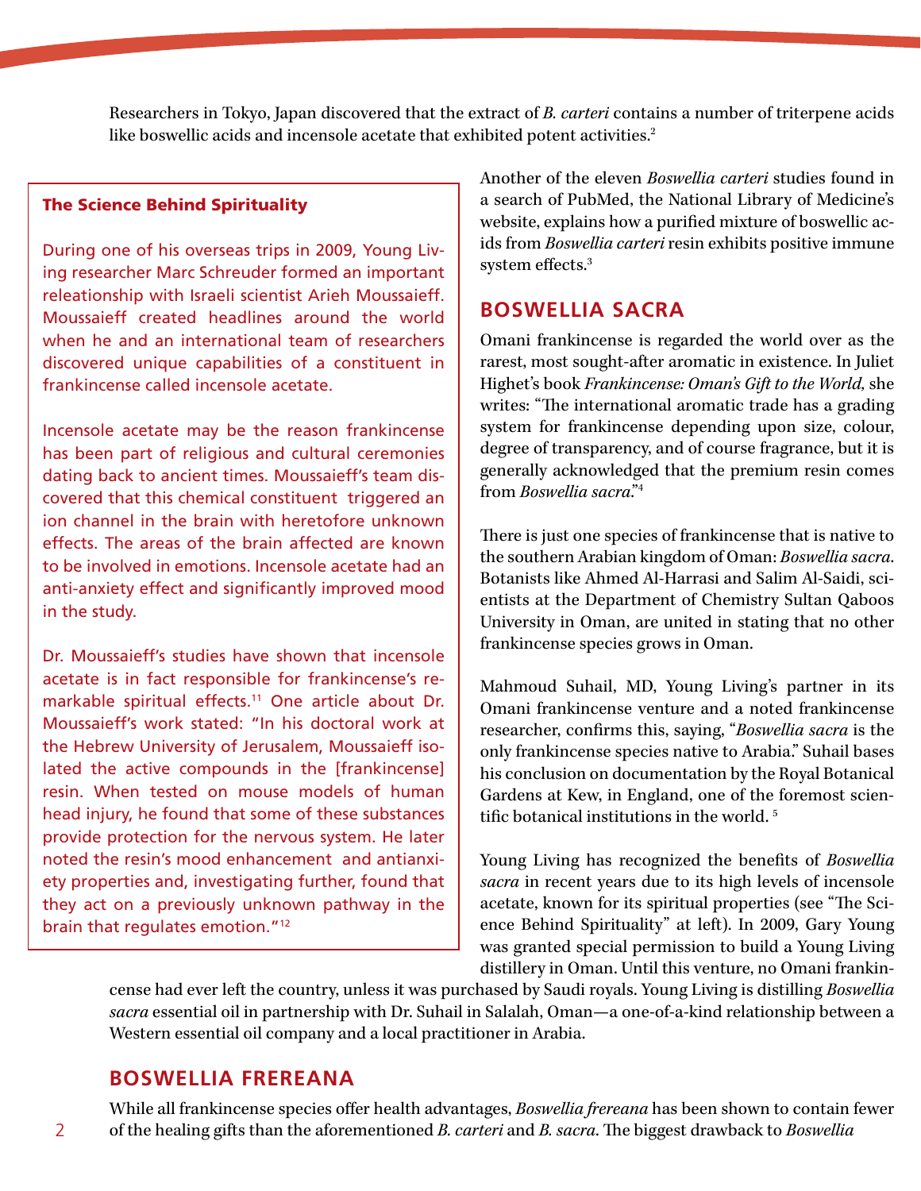Researchers in Tokyo, Japan discovered that the extract of *B. carteri* contains a number of triterpene acids like boswellic acids and incensole acetate that exhibited potent activities.[2]

**The Science Behind Spirituality**

During one of his overseas trips in 2009, Young Living researcher Marc Schreuder formed an important releationship with Israeli scientist Arieh Moussaieff. Moussaieff created headlines around the world when he and an international team of researchers discovered unique capabilities of a constituent in frankincense called incensole acetate.

Incensole acetate may be the reason frankincense has been part of religious and cultural ceremonies dating back to ancient times. Moussaieff's team discovered that this chemical constituent triggered an ion channel in the brain with heretofore unknown effects. The areas of the brain affected are known to be involved in emotions. Incensole acetate had an anti-anxiety effect and significantly improved mood in the study.

Dr. Moussaieff's studies have shown that incensole acetate is in fact responsible for frankincense's remarkable spiritual effects.[11] One article about Dr. Moussaieff's work stated: "In his doctoral work at the Hebrew University of Jerusalem, Moussaieff isolated the active compounds in the [frankincense] resin. When tested on mouse models of human head injury, he found that some of these substances provide protection for the nervous system. He later noted the resin's mood enhancement and antianxiety properties and, investigating further, found that they act on a previously unknown pathway in the brain that regulates emotion."[12]

Another of the eleven *Boswellia carteri* studies found in a search of PubMed, the National Library of Medicine's website, explains how a purified mixture of boswellic acids from *Boswellia carteri* resin exhibits positive immune system effects.[3]

## BOSWELLIA SACRA

Omani frankincense is regarded the world over as the rarest, most sought-after aromatic in existence. In Juliet Highet's book *Frankincense: Oman's Gift to the World,* she writes: "The international aromatic trade has a grading system for frankincense depending upon size, colour, degree of transparency, and of course fragrance, but it is generally acknowledged that the premium resin comes from *Boswellia sacra*."[4]

There is just one species of frankincense that is native to the southern Arabian kingdom of Oman: *Boswellia sacra*. Botanists like Ahmed Al-Harrasi and Salim Al-Saidi, scientists at the Department of Chemistry Sultan Qaboos University in Oman, are united in stating that no other frankincense species grows in Oman.

Mahmoud Suhail, MD, Young Living's partner in its Omani frankincense venture and a noted frankincense researcher, confirms this, saying, "*Boswellia sacra* is the only frankincense species native to Arabia." Suhail bases his conclusion on documentation by the Royal Botanical Gardens at Kew, in England, one of the foremost scientific botanical institutions in the world. [5]

Young Living has recognized the benefits of *Boswellia sacra* in recent years due to its high levels of incensole acetate, known for its spiritual properties (see "The Science Behind Spirituality" at left). In 2009, Gary Young was granted special permission to build a Young Living distillery in Oman. Until this venture, no Omani frankincense had ever left the country, unless it was purchased by Saudi royals. Young Living is distilling *Boswellia sacra* essential oil in partnership with Dr. Suhail in Salalah, Oman—a one-of-a-kind relationship between a Western essential oil company and a local practitioner in Arabia.

## BOSWELLIA FREREANA

While all frankincense species offer health advantages, *Boswellia frereana* has been shown to contain fewer of the healing gifts than the aforementioned *B. carteri* and *B. sacra*. The biggest drawback to *Boswellia*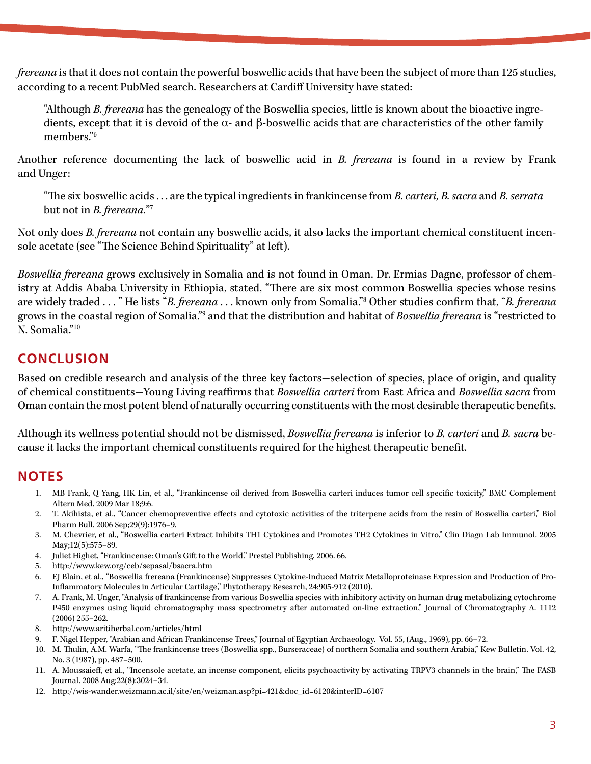*frereana* is that it does not contain the powerful boswellic acids that have been the subject of more than 125 studies, according to a recent PubMed search. Researchers at Cardiff University have stated:

> "Although *B. frereana* has the genealogy of the Boswellia species, little is known about the bioactive ingredients, except that it is devoid of the α- and β-boswellic acids that are characteristics of the other family members."[6]

Another reference documenting the lack of boswellic acid in *B. frereana* is found in a review by Frank and Unger:

> "The six boswellic acids . . . are the typical ingredients in frankincense from *B. carteri, B. sacra* and *B. serrata* but not in *B. frereana*."[7]

Not only does *B. frereana* not contain any boswellic acids, it also lacks the important chemical constituent incensole acetate (see "The Science Behind Spirituality" at left).

*Boswellia frereana* grows exclusively in Somalia and is not found in Oman. Dr. Ermias Dagne, professor of chemistry at Addis Ababa University in Ethiopia, stated, "There are six most common Boswellia species whose resins are widely traded . . . " He lists "*B. frereana* . . . known only from Somalia."[8] Other studies confirm that, "*B. frereana* grows in the coastal region of Somalia."[9] and that the distribution and habitat of *Boswellia frereana* is "restricted to N. Somalia."[10]

## CONCLUSION

Based on credible research and analysis of the three key factors—selection of species, place of origin, and quality of chemical constituents—Young Living reaffirms that *Boswellia carteri* from East Africa and *Boswellia sacra* from Oman contain the most potent blend of naturally occurring constituents with the most desirable therapeutic benefits.

Although its wellness potential should not be dismissed, *Boswellia frereana* is inferior to *B. carteri* and *B. sacra* because it lacks the important chemical constituents required for the highest therapeutic benefit.

## NOTES

1. MB Frank, Q Yang, HK Lin, et al., "Frankincense oil derived from Boswellia carteri induces tumor cell specific toxicity," BMC Complement Altern Med. 2009 Mar 18;9:6.
2. T. Akihista, et al., "Cancer chemopreventive effects and cytotoxic activities of the triterpene acids from the resin of Boswellia carteri," Biol Pharm Bull. 2006 Sep;29(9):1976–9.
3. M. Chevrier, et al., "Boswellia carteri Extract Inhibits TH1 Cytokines and Promotes TH2 Cytokines in Vitro," Clin Diagn Lab Immunol. 2005 May;12(5):575–89.
4. Juliet Highet, "Frankincense: Oman's Gift to the World." Prestel Publishing, 2006. 66.
5. http://www.kew.org/ceb/sepasal/bsacra.htm
6. EJ Blain, et al., "Boswellia frereana (Frankincense) Suppresses Cytokine-Induced Matrix Metalloproteinase Expression and Production of Pro-Inflammatory Molecules in Articular Cartilage," Phytotherapy Research, 24:905-912 (2010).
7. A. Frank, M. Unger, "Analysis of frankincense from various Boswellia species with inhibitory activity on human drug metabolizing cytochrome P450 enzymes using liquid chromatography mass spectrometry after automated on-line extraction," Journal of Chromatography A. 1112 (2006) 255–262.
8. http://www.aritiherbal.com/articles/html
9. F. Nigel Hepper, "Arabian and African Frankincense Trees," Journal of Egyptian Archaeology. Vol. 55, (Aug., 1969), pp. 66–72.
10. M. Thulin, A.M. Warfa, "The frankincense trees (Boswellia spp., Burseraceae) of northern Somalia and southern Arabia," Kew Bulletin. Vol. 42, No. 3 (1987), pp. 487–500.
11. A. Moussaieff, et al., "Incensole acetate, an incense component, elicits psychoactivity by activating TRPV3 channels in the brain," The FASB Journal. 2008 Aug;22(8):3024–34.
12. http://wis-wander.weizmann.ac.il/site/en/weizman.asp?pi=421&doc_id=6120&interID=6107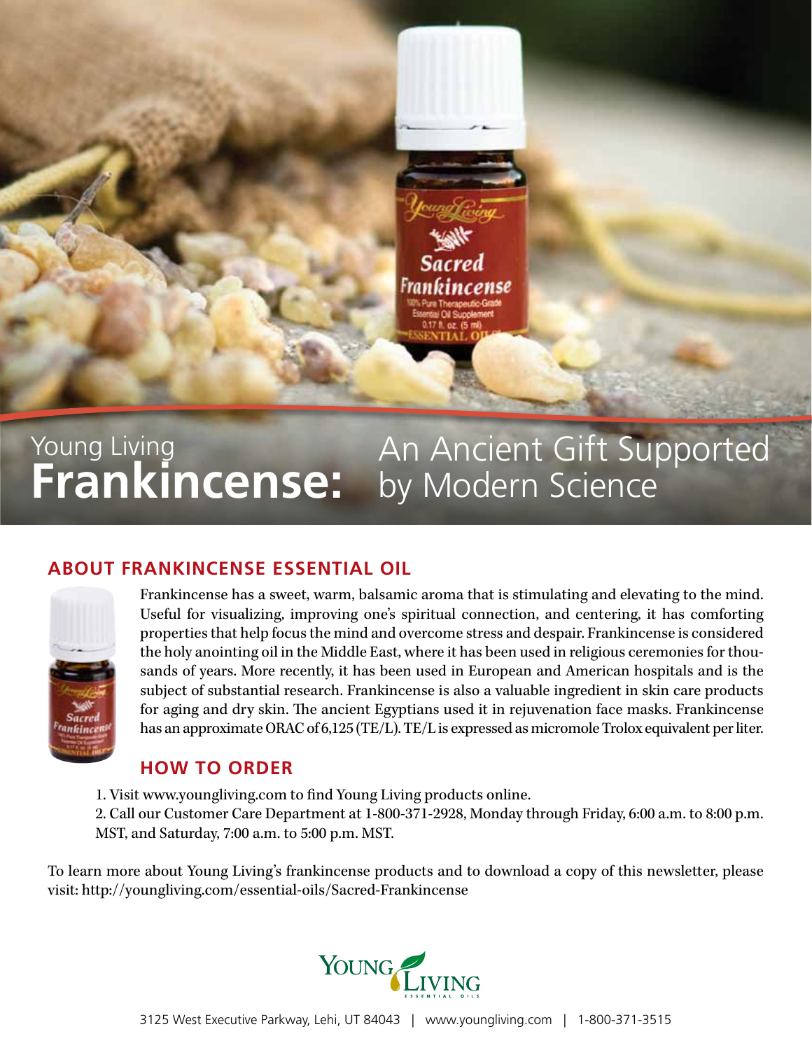# Young Living Frankincense: An Ancient Gift Supported by Modern Science

## ABOUT FRANKINCENSE ESSENTIAL OIL

Frankincense has a sweet, warm, balsamic aroma that is stimulating and elevating to the mind. Useful for visualizing, improving one's spiritual connection, and centering, it has comforting properties that help focus the mind and overcome stress and despair. Frankincense is considered the holy anointing oil in the Middle East, where it has been used in religious ceremonies for thousands of years. More recently, it has been used in European and American hospitals and is the subject of substantial research. Frankincense is also a valuable ingredient in skin care products for aging and dry skin. The ancient Egyptians used it in rejuvenation face masks. Frankincense has an approximate ORAC of 6,125 (TE/L). TE/L is expressed as micromole Trolox equivalent per liter.

## HOW TO ORDER

1. Visit www.youngliving.com to find Young Living products online.
2. Call our Customer Care Department at 1-800-371-2928, Monday through Friday, 6:00 a.m. to 8:00 p.m. MST, and Saturday, 7:00 a.m. to 5:00 p.m. MST.

To learn more about Young Living's frankincense products and to download a copy of this newsletter, please visit: http://youngliving.com/essential-oils/Sacred-Frankincense

Young Living Essential Oils

3125 West Executive Parkway, Lehi, UT 84043 | www.youngliving.com | 1-800-371-3515